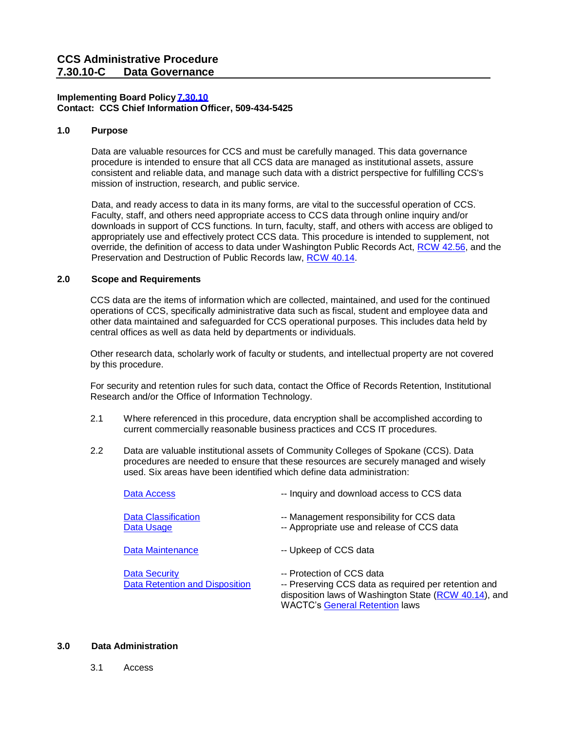# CCS Administrative Procedure
# 7.30.10-C Data Governance

**Implementing Board Policy 7.30.10**
**Contact: CCS Chief Information Officer, 509-434-5425**

## 1.0 Purpose

Data are valuable resources for CCS and must be carefully managed. This data governance procedure is intended to ensure that all CCS data are managed as institutional assets, assure consistent and reliable data, and manage such data with a district perspective for fulfilling CCS's mission of instruction, research, and public service.

Data, and ready access to data in its many forms, are vital to the successful operation of CCS. Faculty, staff, and others need appropriate access to CCS data through online inquiry and/or downloads in support of CCS functions. In turn, faculty, staff, and others with access are obliged to appropriately use and effectively protect CCS data. This procedure is intended to supplement, not override, the definition of access to data under Washington Public Records Act, RCW 42.56, and the Preservation and Destruction of Public Records law, RCW 40.14.

## 2.0 Scope and Requirements

CCS data are the items of information which are collected, maintained, and used for the continued operations of CCS, specifically administrative data such as fiscal, student and employee data and other data maintained and safeguarded for CCS operational purposes. This includes data held by central offices as well as data held by departments or individuals.

Other research data, scholarly work of faculty or students, and intellectual property are not covered by this procedure.

For security and retention rules for such data, contact the Office of Records Retention, Institutional Research and/or the Office of Information Technology.

2.1 Where referenced in this procedure, data encryption shall be accomplished according to current commercially reasonable business practices and CCS IT procedures.

2.2 Data are valuable institutional assets of Community Colleges of Spokane (CCS). Data procedures are needed to ensure that these resources are securely managed and wisely used. Six areas have been identified which define data administration:

| | |
|---|---|
| Data Access | -- Inquiry and download access to CCS data |
| Data Classification | -- Management responsibility for CCS data |
| Data Usage | -- Appropriate use and release of CCS data |
| Data Maintenance | -- Upkeep of CCS data |
| Data Security | -- Protection of CCS data |
| Data Retention and Disposition | -- Preserving CCS data as required per retention and disposition laws of Washington State (RCW 40.14), and WACTC's General Retention laws |

## 3.0 Data Administration

3.1 Access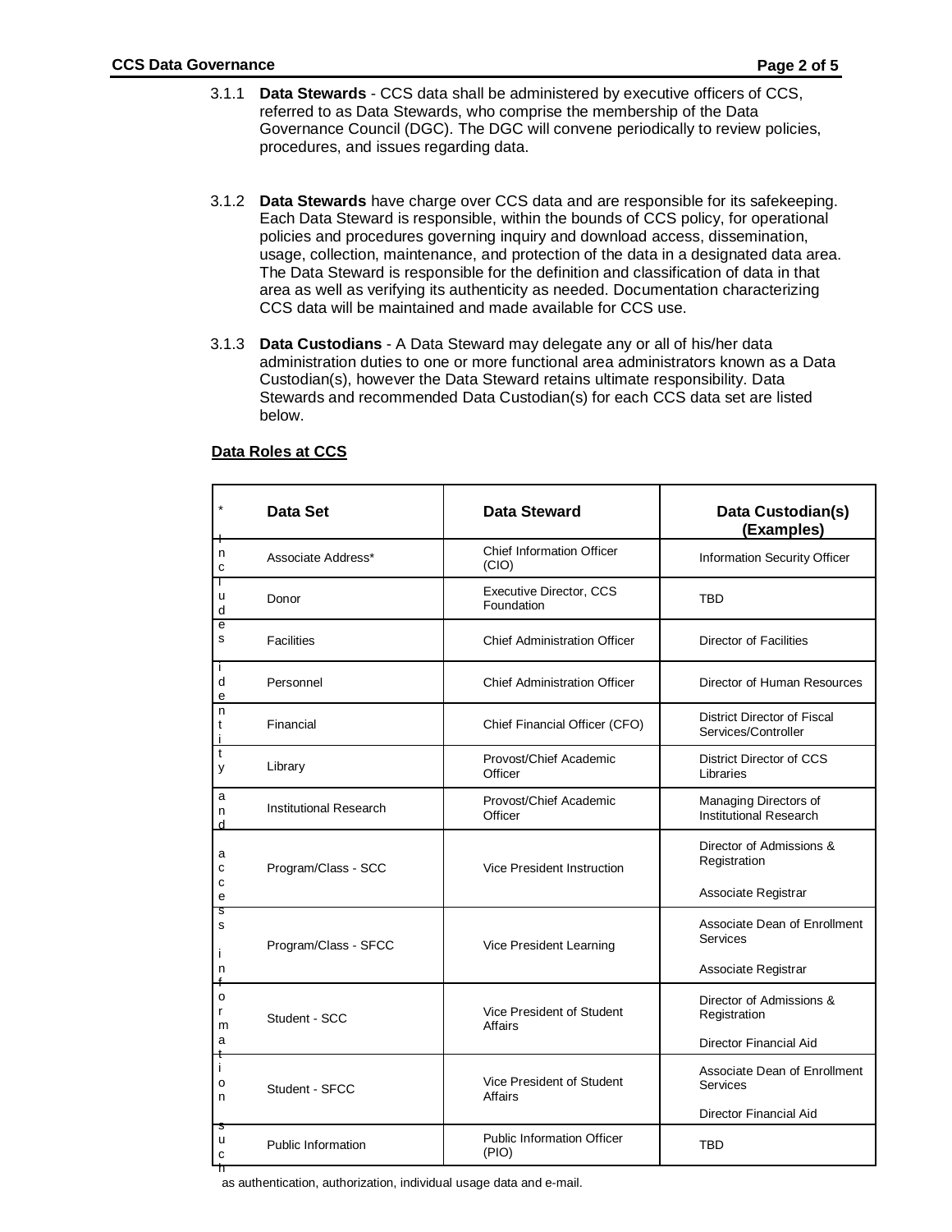3.1.1 **Data Stewards** - CCS data shall be administered by executive officers of CCS, referred to as Data Stewards, who comprise the membership of the Data Governance Council (DGC). The DGC will convene periodically to review policies, procedures, and issues regarding data.

3.1.2 **Data Stewards** have charge over CCS data and are responsible for its safekeeping. Each Data Steward is responsible, within the bounds of CCS policy, for operational policies and procedures governing inquiry and download access, dissemination, usage, collection, maintenance, and protection of the data in a designated data area. The Data Steward is responsible for the definition and classification of data in that area as well as verifying its authenticity as needed. Documentation characterizing CCS data will be maintained and made available for CCS use.

3.1.3 **Data Custodians** - A Data Steward may delegate any or all of his/her data administration duties to one or more functional area administrators known as a Data Custodian(s), however the Data Steward retains ultimate responsibility. Data Stewards and recommended Data Custodian(s) for each CCS data set are listed below.

**Data Roles at CCS**

| Data Set | Data Steward | Data Custodian(s) (Examples) |
|---|---|---|
| Associate Address* | Chief Information Officer (CIO) | Information Security Officer |
| Donor | Executive Director, CCS Foundation | TBD |
| Facilities | Chief Administration Officer | Director of Facilities |
| Personnel | Chief Administration Officer | Director of Human Resources |
| Financial | Chief Financial Officer (CFO) | District Director of Fiscal Services/Controller |
| Library | Provost/Chief Academic Officer | District Director of CCS Libraries |
| Institutional Research | Provost/Chief Academic Officer | Managing Directors of Institutional Research |
| Program/Class - SCC | Vice President Instruction | Director of Admissions & Registration<br><br>Associate Registrar |
| Program/Class - SFCC | Vice President Learning | Associate Dean of Enrollment Services<br><br>Associate Registrar |
| Student - SCC | Vice President of Student Affairs | Director of Admissions & Registration<br><br>Director Financial Aid |
| Student - SFCC | Vice President of Student Affairs | Associate Dean of Enrollment Services<br><br>Director Financial Aid |
| Public Information | Public Information Officer (PIO) | TBD |

* Includes identity and access information such as authentication, authorization, individual usage data and e-mail.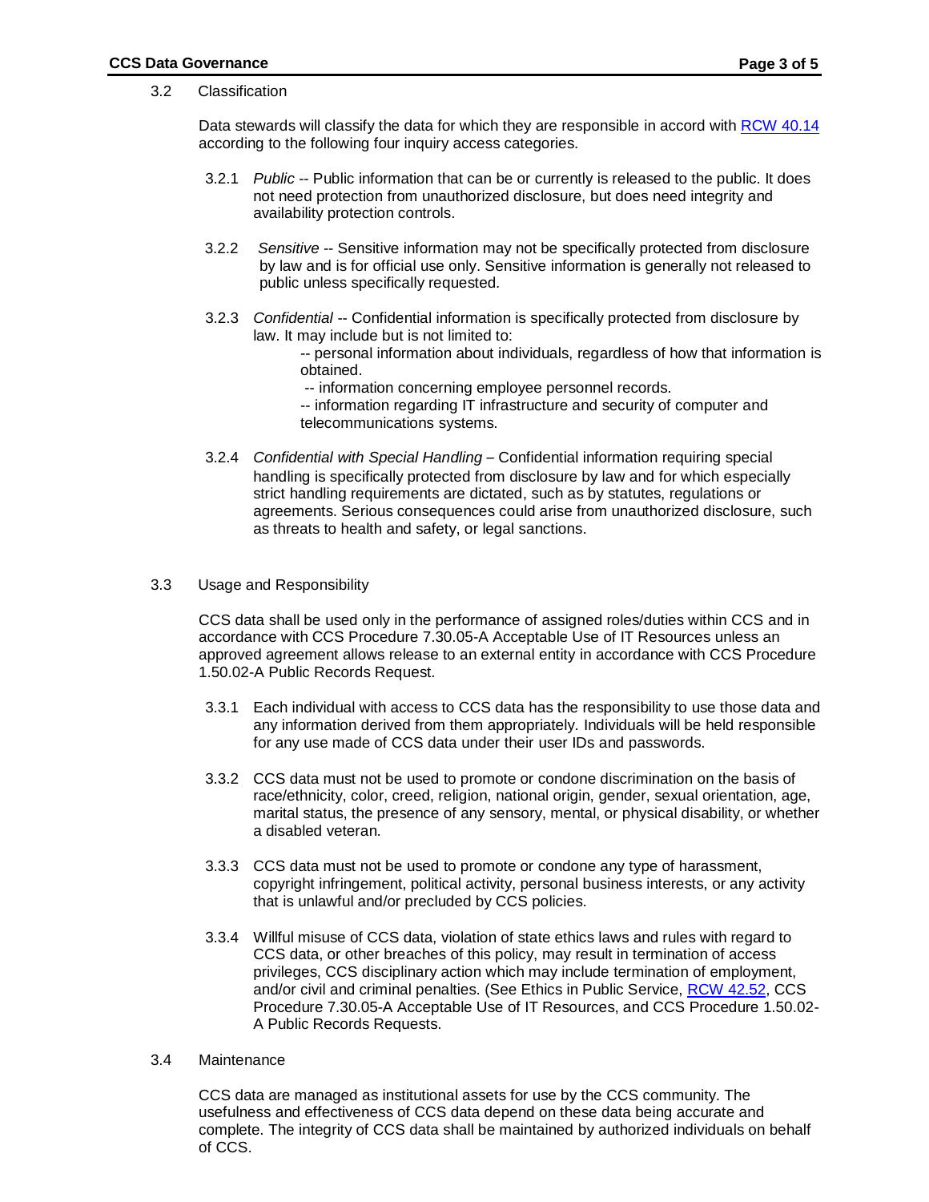### 3.2 Classification

Data stewards will classify the data for which they are responsible in accord with [RCW 40.14](RCW 40.14) according to the following four inquiry access categories.

3.2.1 *Public* -- Public information that can be or currently is released to the public. It does not need protection from unauthorized disclosure, but does need integrity and availability protection controls.

3.2.2 *Sensitive* -- Sensitive information may not be specifically protected from disclosure by law and is for official use only. Sensitive information is generally not released to public unless specifically requested.

3.2.3 *Confidential* -- Confidential information is specifically protected from disclosure by law. It may include but is not limited to:

- -- personal information about individuals, regardless of how that information is obtained.
- -- information concerning employee personnel records.
- -- information regarding IT infrastructure and security of computer and telecommunications systems.

3.2.4 *Confidential with Special Handling* – Confidential information requiring special handling is specifically protected from disclosure by law and for which especially strict handling requirements are dictated, such as by statutes, regulations or agreements. Serious consequences could arise from unauthorized disclosure, such as threats to health and safety, or legal sanctions.

### 3.3 Usage and Responsibility

CCS data shall be used only in the performance of assigned roles/duties within CCS and in accordance with CCS Procedure 7.30.05-A Acceptable Use of IT Resources unless an approved agreement allows release to an external entity in accordance with CCS Procedure 1.50.02-A Public Records Request.

3.3.1 Each individual with access to CCS data has the responsibility to use those data and any information derived from them appropriately. Individuals will be held responsible for any use made of CCS data under their user IDs and passwords.

3.3.2 CCS data must not be used to promote or condone discrimination on the basis of race/ethnicity, color, creed, religion, national origin, gender, sexual orientation, age, marital status, the presence of any sensory, mental, or physical disability, or whether a disabled veteran.

3.3.3 CCS data must not be used to promote or condone any type of harassment, copyright infringement, political activity, personal business interests, or any activity that is unlawful and/or precluded by CCS policies.

3.3.4 Willful misuse of CCS data, violation of state ethics laws and rules with regard to CCS data, or other breaches of this policy, may result in termination of access privileges, CCS disciplinary action which may include termination of employment, and/or civil and criminal penalties. (See Ethics in Public Service, [RCW 42.52](RCW 42.52), CCS Procedure 7.30.05-A Acceptable Use of IT Resources, and CCS Procedure 1.50.02-A Public Records Requests.

### 3.4 Maintenance

CCS data are managed as institutional assets for use by the CCS community. The usefulness and effectiveness of CCS data depend on these data being accurate and complete. The integrity of CCS data shall be maintained by authorized individuals on behalf of CCS.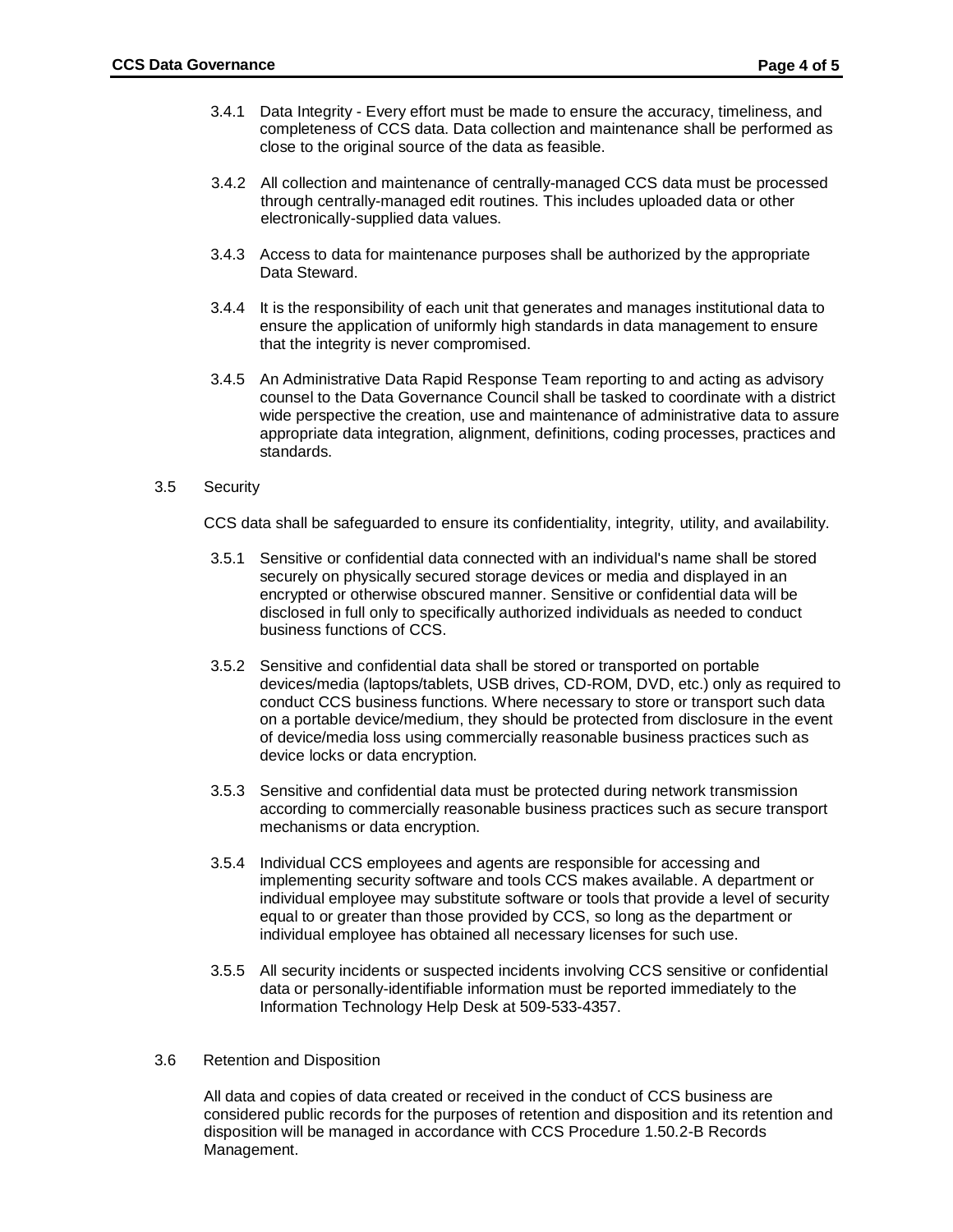3.4.1 Data Integrity - Every effort must be made to ensure the accuracy, timeliness, and completeness of CCS data. Data collection and maintenance shall be performed as close to the original source of the data as feasible.

3.4.2 All collection and maintenance of centrally-managed CCS data must be processed through centrally-managed edit routines. This includes uploaded data or other electronically-supplied data values.

3.4.3 Access to data for maintenance purposes shall be authorized by the appropriate Data Steward.

3.4.4 It is the responsibility of each unit that generates and manages institutional data to ensure the application of uniformly high standards in data management to ensure that the integrity is never compromised.

3.4.5 An Administrative Data Rapid Response Team reporting to and acting as advisory counsel to the Data Governance Council shall be tasked to coordinate with a district wide perspective the creation, use and maintenance of administrative data to assure appropriate data integration, alignment, definitions, coding processes, practices and standards.

3.5 Security

CCS data shall be safeguarded to ensure its confidentiality, integrity, utility, and availability.

3.5.1 Sensitive or confidential data connected with an individual's name shall be stored securely on physically secured storage devices or media and displayed in an encrypted or otherwise obscured manner. Sensitive or confidential data will be disclosed in full only to specifically authorized individuals as needed to conduct business functions of CCS.

3.5.2 Sensitive and confidential data shall be stored or transported on portable devices/media (laptops/tablets, USB drives, CD-ROM, DVD, etc.) only as required to conduct CCS business functions. Where necessary to store or transport such data on a portable device/medium, they should be protected from disclosure in the event of device/media loss using commercially reasonable business practices such as device locks or data encryption.

3.5.3 Sensitive and confidential data must be protected during network transmission according to commercially reasonable business practices such as secure transport mechanisms or data encryption.

3.5.4 Individual CCS employees and agents are responsible for accessing and implementing security software and tools CCS makes available. A department or individual employee may substitute software or tools that provide a level of security equal to or greater than those provided by CCS, so long as the department or individual employee has obtained all necessary licenses for such use.

3.5.5 All security incidents or suspected incidents involving CCS sensitive or confidential data or personally-identifiable information must be reported immediately to the Information Technology Help Desk at 509-533-4357.

3.6 Retention and Disposition

All data and copies of data created or received in the conduct of CCS business are considered public records for the purposes of retention and disposition and its retention and disposition will be managed in accordance with CCS Procedure 1.50.2-B Records Management.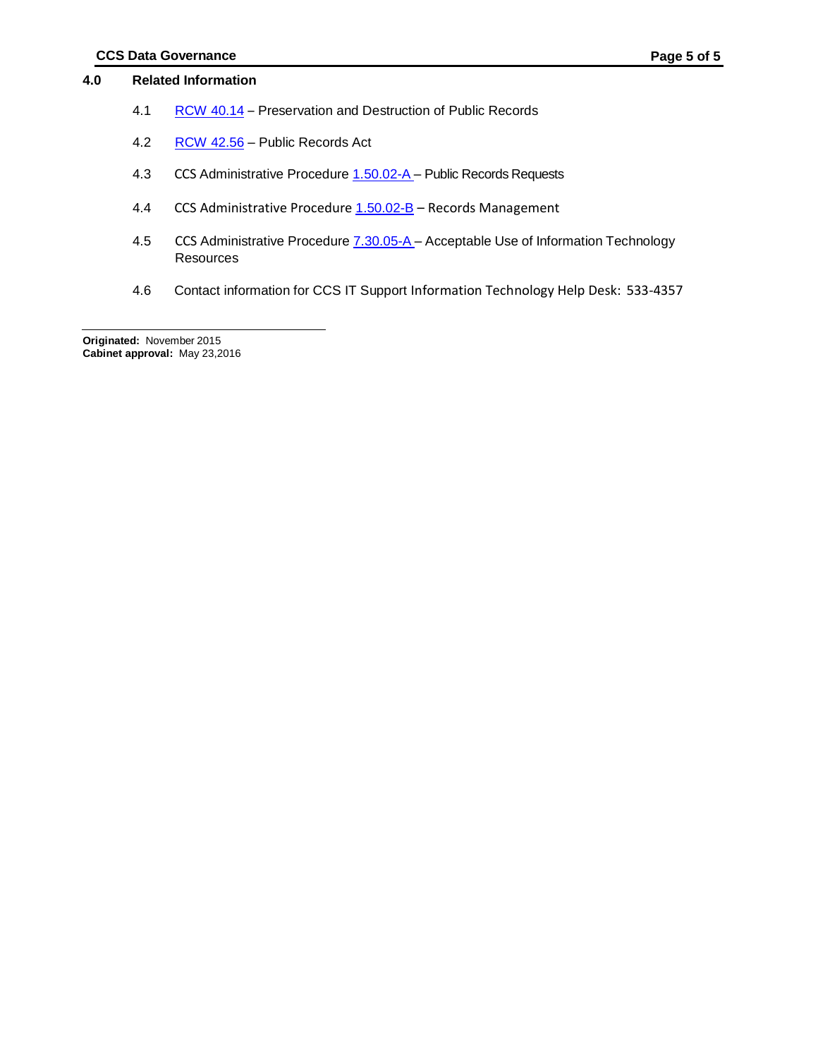## 4.0 Related Information

4.1 RCW 40.14 – Preservation and Destruction of Public Records

4.2 RCW 42.56 – Public Records Act

4.3 CCS Administrative Procedure 1.50.02-A – Public Records Requests

4.4 CCS Administrative Procedure 1.50.02-B – Records Management

4.5 CCS Administrative Procedure 7.30.05-A – Acceptable Use of Information Technology Resources

4.6 Contact information for CCS IT Support Information Technology Help Desk: 533-4357

---

**Originated:** November 2015
**Cabinet approval:** May 23,2016